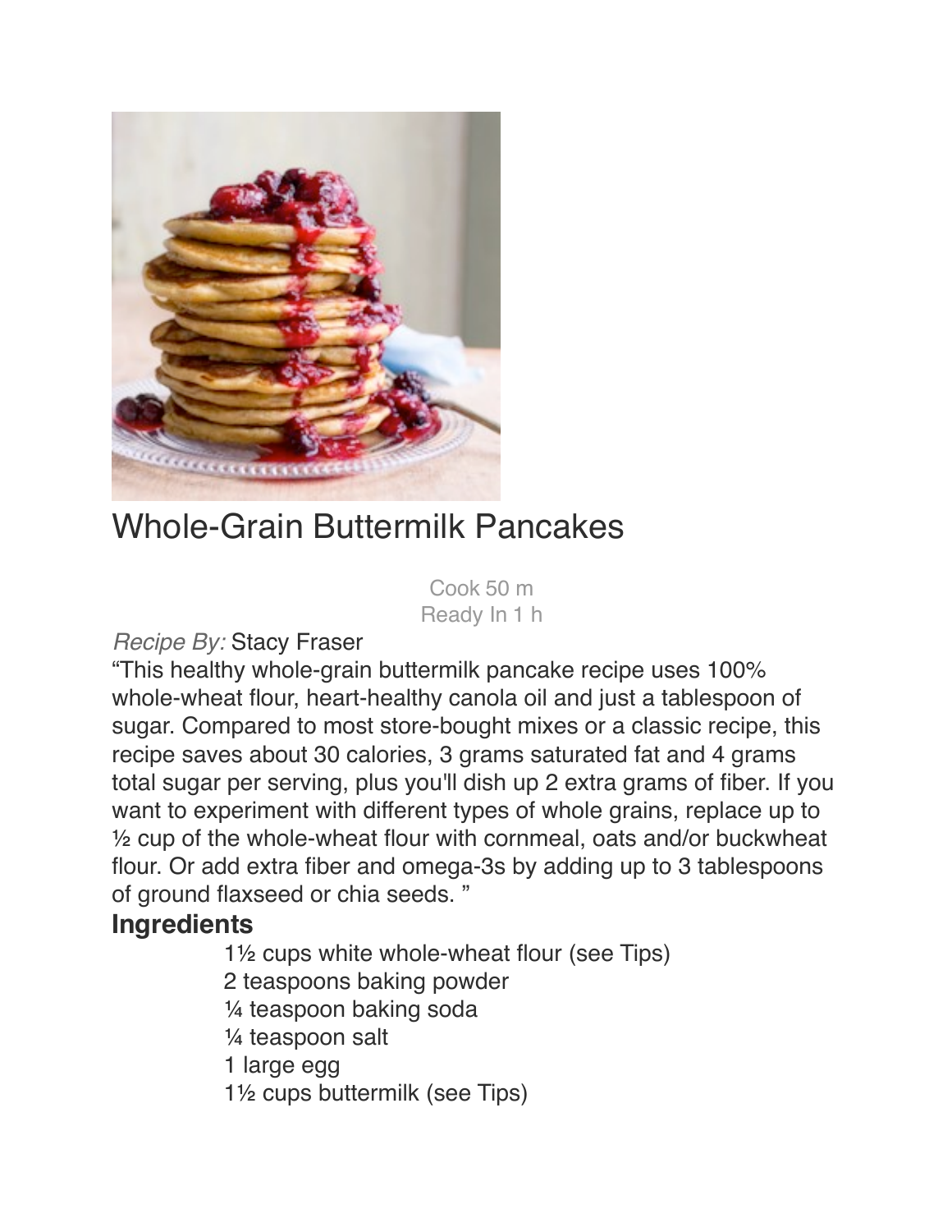# Whole-Grain Buttermilk Pancakes

Cook 50 m
Ready In 1 h

*Recipe By:* Stacy Fraser

"This healthy whole-grain buttermilk pancake recipe uses 100% whole-wheat flour, heart-healthy canola oil and just a tablespoon of sugar. Compared to most store-bought mixes or a classic recipe, this recipe saves about 30 calories, 3 grams saturated fat and 4 grams total sugar per serving, plus you'll dish up 2 extra grams of fiber. If you want to experiment with different types of whole grains, replace up to ½ cup of the whole-wheat flour with cornmeal, oats and/or buckwheat flour. Or add extra fiber and omega-3s by adding up to 3 tablespoons of ground flaxseed or chia seeds. "

## Ingredients

- 1½ cups white whole-wheat flour (see Tips)
- 2 teaspoons baking powder
- ¼ teaspoon baking soda
- ¼ teaspoon salt
- 1 large egg
- 1½ cups buttermilk (see Tips)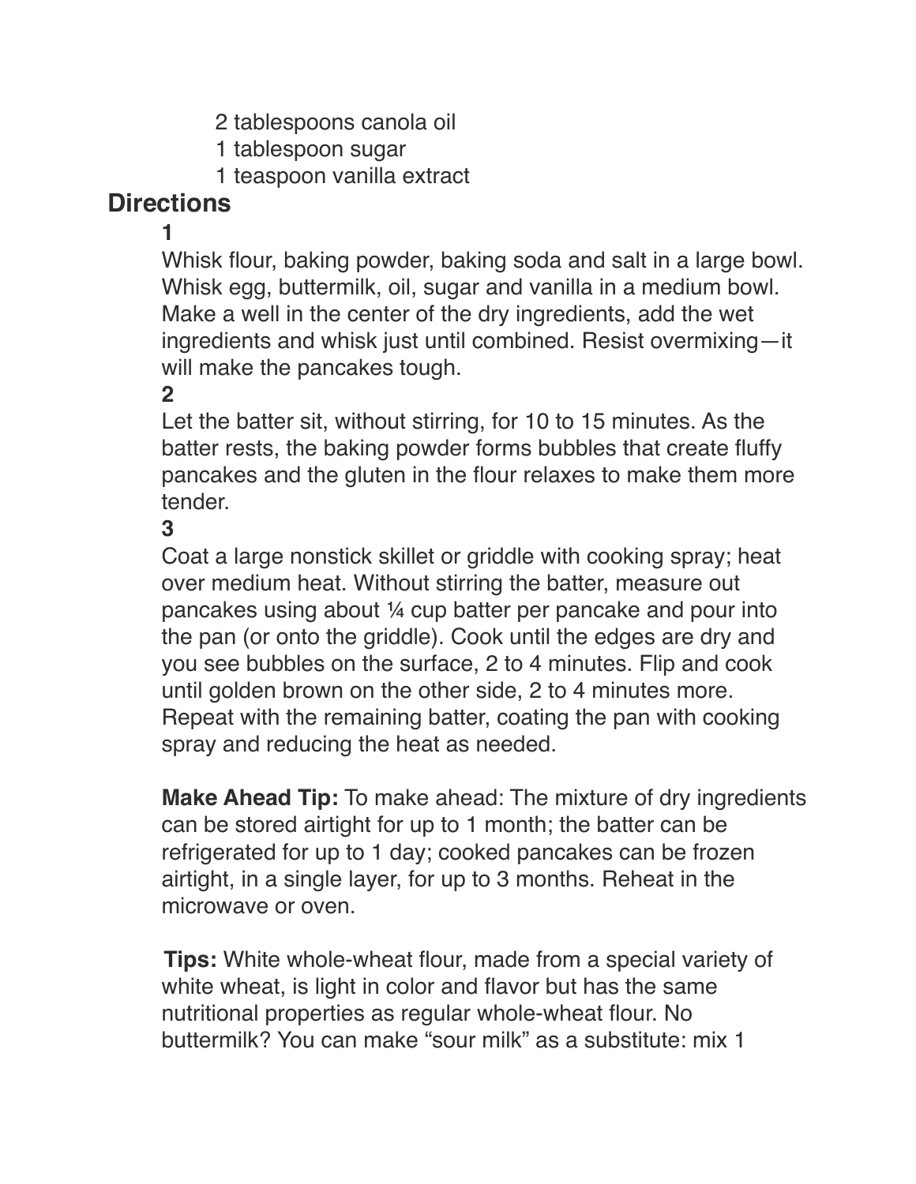- 2 tablespoons canola oil
- 1 tablespoon sugar
- 1 teaspoon vanilla extract

## Directions

**1**

Whisk flour, baking powder, baking soda and salt in a large bowl. Whisk egg, buttermilk, oil, sugar and vanilla in a medium bowl. Make a well in the center of the dry ingredients, add the wet ingredients and whisk just until combined. Resist overmixing—it will make the pancakes tough.

**2**

Let the batter sit, without stirring, for 10 to 15 minutes. As the batter rests, the baking powder forms bubbles that create fluffy pancakes and the gluten in the flour relaxes to make them more tender.

**3**

Coat a large nonstick skillet or griddle with cooking spray; heat over medium heat. Without stirring the batter, measure out pancakes using about ¼ cup batter per pancake and pour into the pan (or onto the griddle). Cook until the edges are dry and you see bubbles on the surface, 2 to 4 minutes. Flip and cook until golden brown on the other side, 2 to 4 minutes more. Repeat with the remaining batter, coating the pan with cooking spray and reducing the heat as needed.

**Make Ahead Tip:** To make ahead: The mixture of dry ingredients can be stored airtight for up to 1 month; the batter can be refrigerated for up to 1 day; cooked pancakes can be frozen airtight, in a single layer, for up to 3 months. Reheat in the microwave or oven.

**Tips:** White whole-wheat flour, made from a special variety of white wheat, is light in color and flavor but has the same nutritional properties as regular whole-wheat flour. No buttermilk? You can make "sour milk" as a substitute: mix 1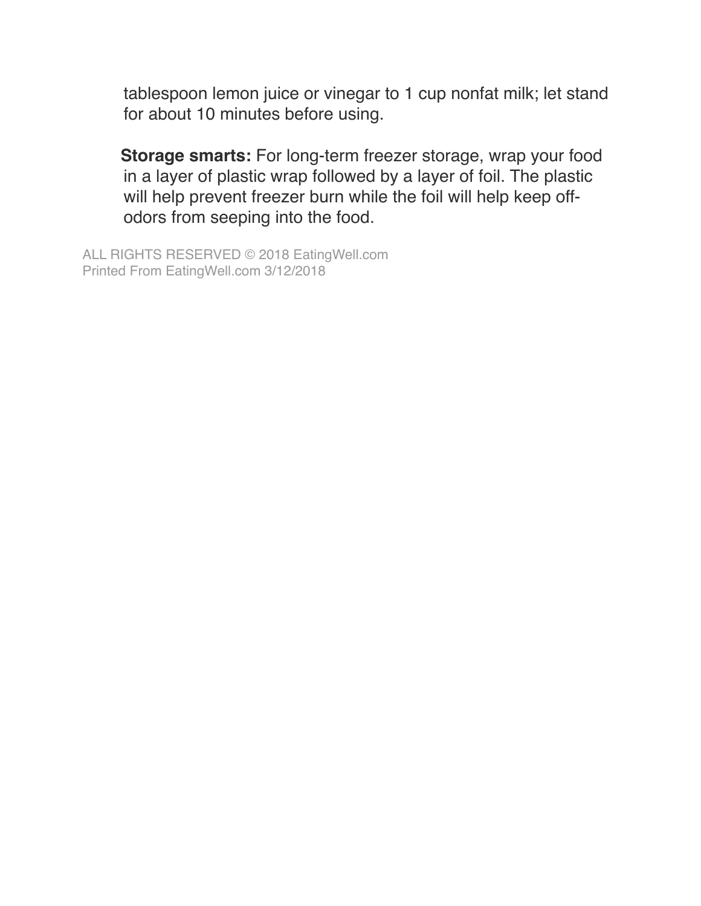tablespoon lemon juice or vinegar to 1 cup nonfat milk; let stand for about 10 minutes before using.

**Storage smarts:** For long-term freezer storage, wrap your food in a layer of plastic wrap followed by a layer of foil. The plastic will help prevent freezer burn while the foil will help keep off-odors from seeping into the food.

ALL RIGHTS RESERVED © 2018 EatingWell.com
Printed From EatingWell.com 3/12/2018